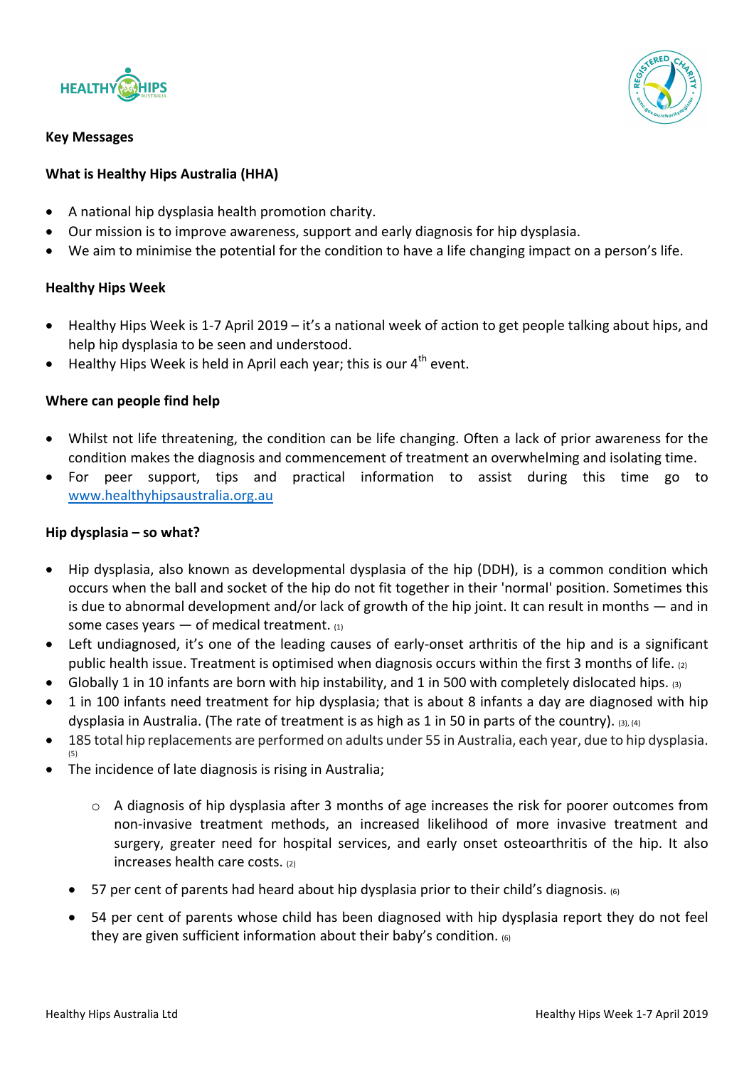## Key Messages

### What is Healthy Hips Australia (HHA)

- A national hip dysplasia health promotion charity.
- Our mission is to improve awareness, support and early diagnosis for hip dysplasia.
- We aim to minimise the potential for the condition to have a life changing impact on a person's life.

### Healthy Hips Week

- Healthy Hips Week is 1-7 April 2019 – it's a national week of action to get people talking about hips, and help hip dysplasia to be seen and understood.
- Healthy Hips Week is held in April each year; this is our 4th event.

### Where can people find help

- Whilst not life threatening, the condition can be life changing. Often a lack of prior awareness for the condition makes the diagnosis and commencement of treatment an overwhelming and isolating time.
- For peer support, tips and practical information to assist during this time go to [www.healthyhipsaustralia.org.au](http://www.healthyhipsaustralia.org.au)

### Hip dysplasia – so what?

- Hip dysplasia, also known as developmental dysplasia of the hip (DDH), is a common condition which occurs when the ball and socket of the hip do not fit together in their 'normal' position. Sometimes this is due to abnormal development and/or lack of growth of the hip joint. It can result in months — and in some cases years — of medical treatment. (1)
- Left undiagnosed, it's one of the leading causes of early-onset arthritis of the hip and is a significant public health issue. Treatment is optimised when diagnosis occurs within the first 3 months of life. (2)
- Globally 1 in 10 infants are born with hip instability, and 1 in 500 with completely dislocated hips. (3)
- 1 in 100 infants need treatment for hip dysplasia; that is about 8 infants a day are diagnosed with hip dysplasia in Australia. (The rate of treatment is as high as 1 in 50 in parts of the country). (3), (4)
- 185 total hip replacements are performed on adults under 55 in Australia, each year, due to hip dysplasia. (5)
- The incidence of late diagnosis is rising in Australia;
  - A diagnosis of hip dysplasia after 3 months of age increases the risk for poorer outcomes from non-invasive treatment methods, an increased likelihood of more invasive treatment and surgery, greater need for hospital services, and early onset osteoarthritis of the hip. It also increases health care costs. (2)
- 57 per cent of parents had heard about hip dysplasia prior to their child's diagnosis. (6)
- 54 per cent of parents whose child has been diagnosed with hip dysplasia report they do not feel they are given sufficient information about their baby's condition. (6)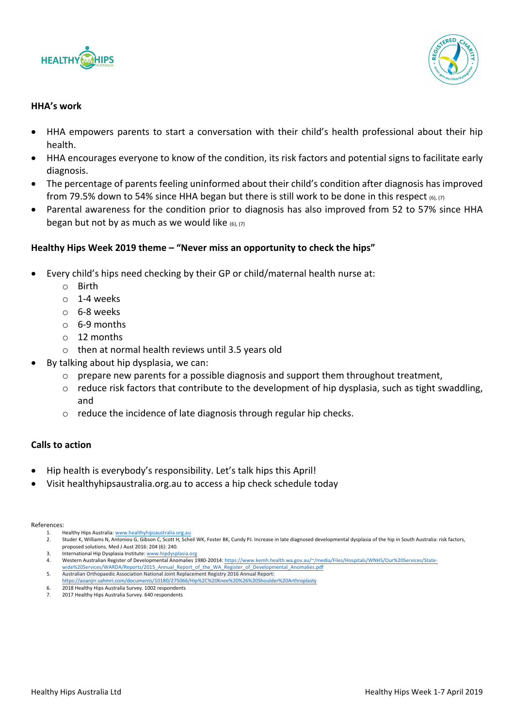### HHA's work

- HHA empowers parents to start a conversation with their child's health professional about their hip health.
- HHA encourages everyone to know of the condition, its risk factors and potential signs to facilitate early diagnosis.
- The percentage of parents feeling uninformed about their child's condition after diagnosis has improved from 79.5% down to 54% since HHA began but there is still work to be done in this respect (6), (7)
- Parental awareness for the condition prior to diagnosis has also improved from 52 to 57% since HHA began but not by as much as we would like (6), (7)

### Healthy Hips Week 2019 theme – "Never miss an opportunity to check the hips"

- Every child's hips need checking by their GP or child/maternal health nurse at:
  - Birth
  - 1-4 weeks
  - 6-8 weeks
  - 6-9 months
  - 12 months
  - then at normal health reviews until 3.5 years old
- By talking about hip dysplasia, we can:
  - prepare new parents for a possible diagnosis and support them throughout treatment,
  - reduce risk factors that contribute to the development of hip dysplasia, such as tight swaddling, and
  - reduce the incidence of late diagnosis through regular hip checks.

### Calls to action

- Hip health is everybody's responsibility. Let's talk hips this April!
- Visit healthyhipsaustralia.org.au to access a hip check schedule today

References:

1. Healthy Hips Australia: www.healthyhipsaustralia.org.au
2. Studer K, Williams N, Antoniou G, Gibson C, Scott H, Scheil WK, Foster BK, Cundy PJ. Increase in late diagnosed developmental dysplasia of the hip in South Australia: risk factors, proposed solutions. Med J Aust 2016: 204 (6): 240.
3. International Hip Dysplasia Institute: www.hipdysplasia.org
4. Western Australian Register of Developmental Anomalies 1980-20014: https://www.kemh.health.wa.gov.au/~/media/Files/Hospitals/WNHS/Our%20Services/State-wide%20Services/WARDA/Reports/2015_Annual_Report_of_the_WA_Register_of_Developmental_Anomalies.pdf
5. Australian Orthopaedic Association National Joint Replacement Registry 2016 Annual Report: https://aoanjrr.sahmri.com/documents/10180/275066/Hip%2C%20Knee%20%26%20Shoulder%20Arthroplasty
6. 2018 Healthy Hips Australia Survey. 1002 respondents
7. 2017 Healthy Hips Australia Survey. 640 respondents